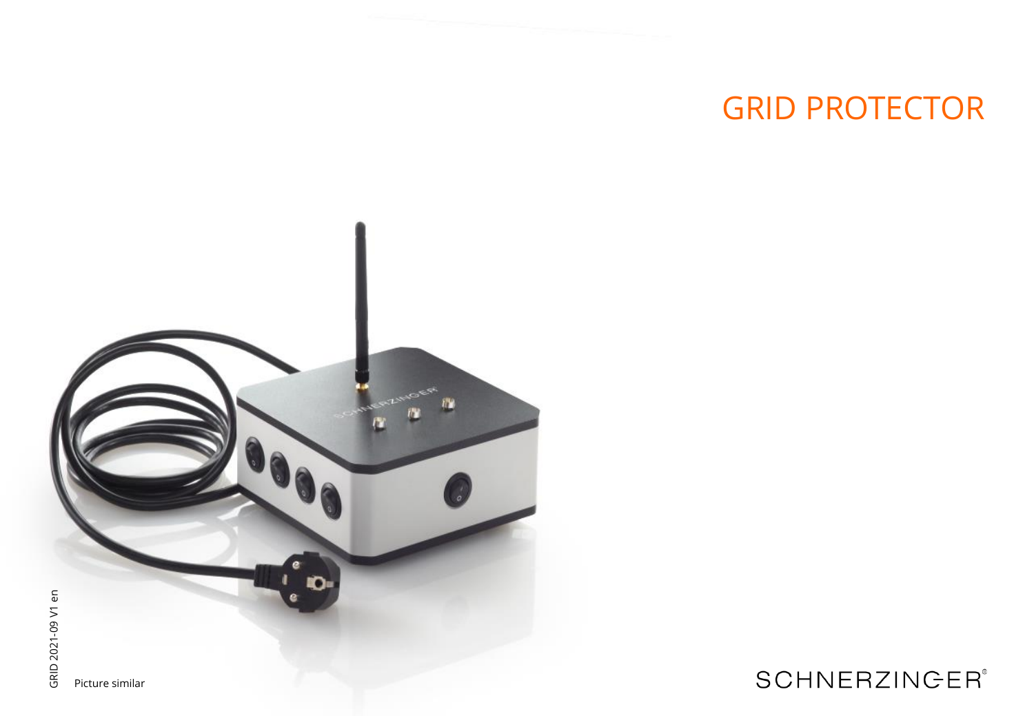# GRID PROTECTOR

GRID 2021-09 V1 en

Picture similar

SCHNERZINGER®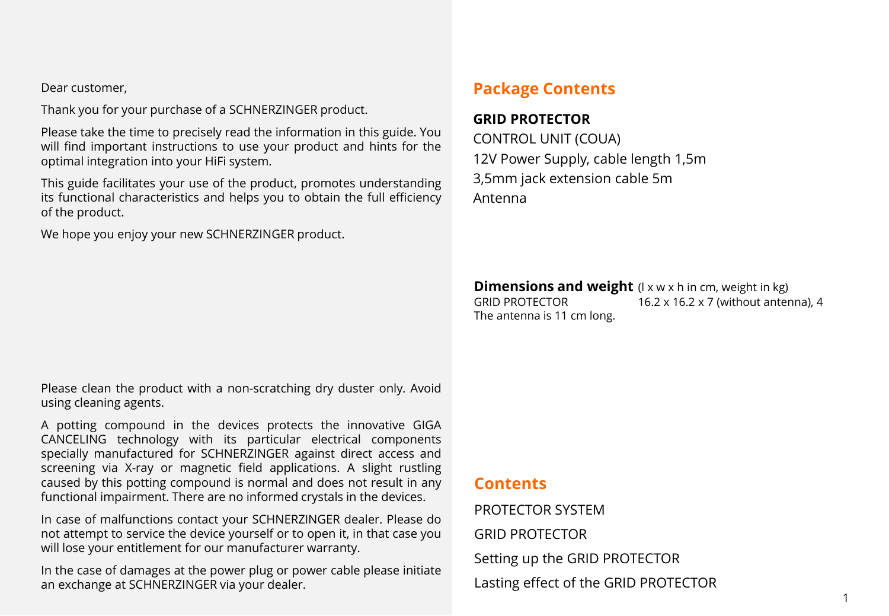Dear customer,

Thank you for your purchase of a SCHNERZINGER product.

Please take the time to precisely read the information in this guide. You will find important instructions to use your product and hints for the optimal integration into your HiFi system.

This guide facilitates your use of the product, promotes understanding its functional characteristics and helps you to obtain the full efficiency of the product.

We hope you enjoy your new SCHNERZINGER product.

Please clean the product with a non-scratching dry duster only. Avoid using cleaning agents.

A potting compound in the devices protects the innovative GIGA CANCELING technology with its particular electrical components specially manufactured for SCHNERZINGER against direct access and screening via X-ray or magnetic field applications. A slight rustling caused by this potting compound is normal and does not result in any functional impairment. There are no informed crystals in the devices.

In case of malfunctions contact your SCHNERZINGER dealer. Please do not attempt to service the device yourself or to open it, in that case you will lose your entitlement for our manufacturer warranty.

In the case of damages at the power plug or power cable please initiate an exchange at SCHNERZINGER via your dealer.

## Package Contents

**GRID PROTECTOR**

CONTROL UNIT (COUA)

12V Power Supply, cable length 1,5m

3,5mm jack extension cable 5m

Antenna

**Dimensions and weight** (l x w x h in cm, weight in kg)

GRID PROTECTOR 16.2 x 16.2 x 7 (without antenna), 4

The antenna is 11 cm long.

## Contents

PROTECTOR SYSTEM

GRID PROTECTOR

Setting up the GRID PROTECTOR

Lasting effect of the GRID PROTECTOR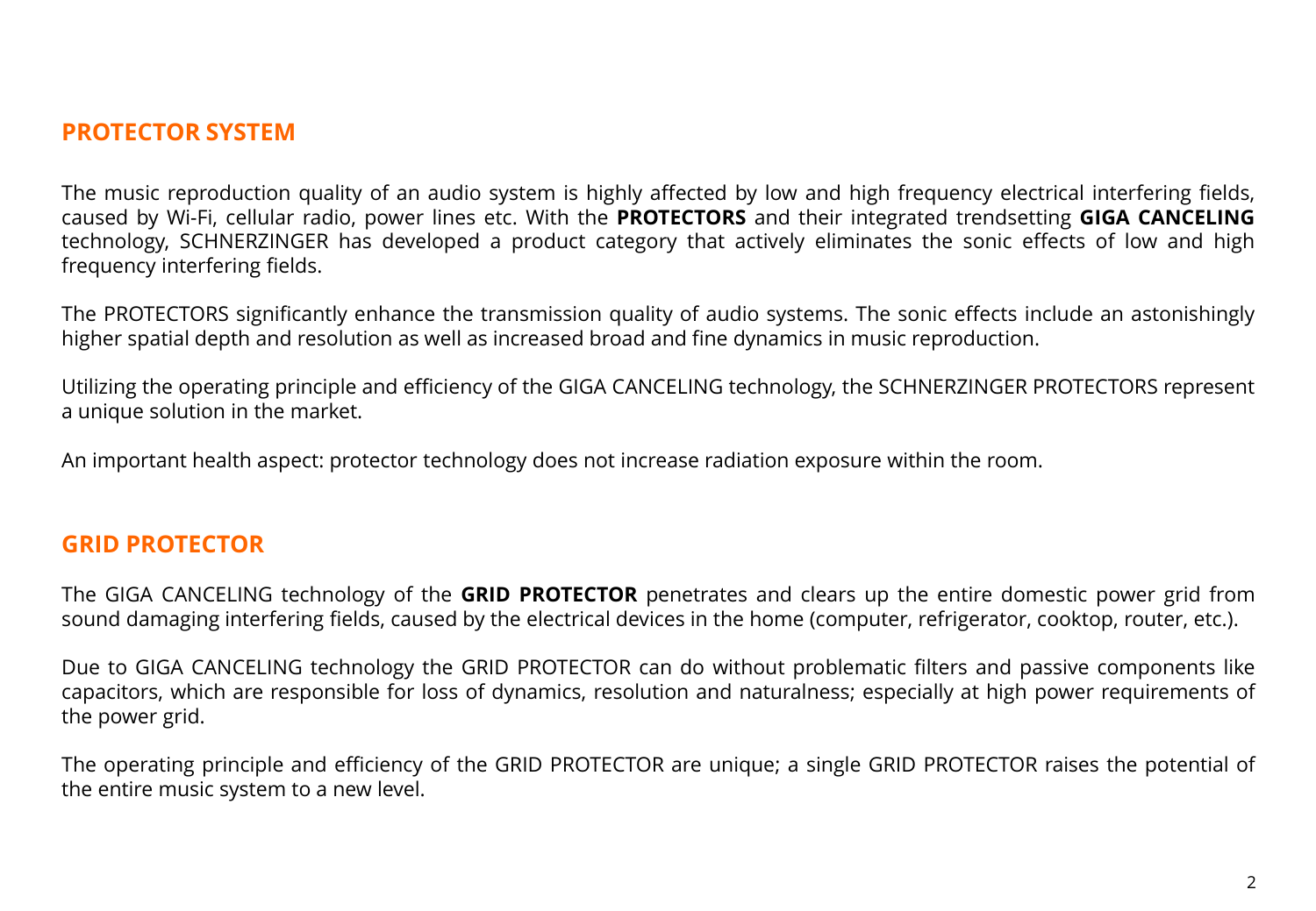## PROTECTOR SYSTEM

The music reproduction quality of an audio system is highly affected by low and high frequency electrical interfering fields, caused by Wi-Fi, cellular radio, power lines etc. With the **PROTECTORS** and their integrated trendsetting **GIGA CANCELING** technology, SCHNERZINGER has developed a product category that actively eliminates the sonic effects of low and high frequency interfering fields.

The PROTECTORS significantly enhance the transmission quality of audio systems. The sonic effects include an astonishingly higher spatial depth and resolution as well as increased broad and fine dynamics in music reproduction.

Utilizing the operating principle and efficiency of the GIGA CANCELING technology, the SCHNERZINGER PROTECTORS represent a unique solution in the market.

An important health aspect: protector technology does not increase radiation exposure within the room.

## GRID PROTECTOR

The GIGA CANCELING technology of the **GRID PROTECTOR** penetrates and clears up the entire domestic power grid from sound damaging interfering fields, caused by the electrical devices in the home (computer, refrigerator, cooktop, router, etc.).

Due to GIGA CANCELING technology the GRID PROTECTOR can do without problematic filters and passive components like capacitors, which are responsible for loss of dynamics, resolution and naturalness; especially at high power requirements of the power grid.

The operating principle and efficiency of the GRID PROTECTOR are unique; a single GRID PROTECTOR raises the potential of the entire music system to a new level.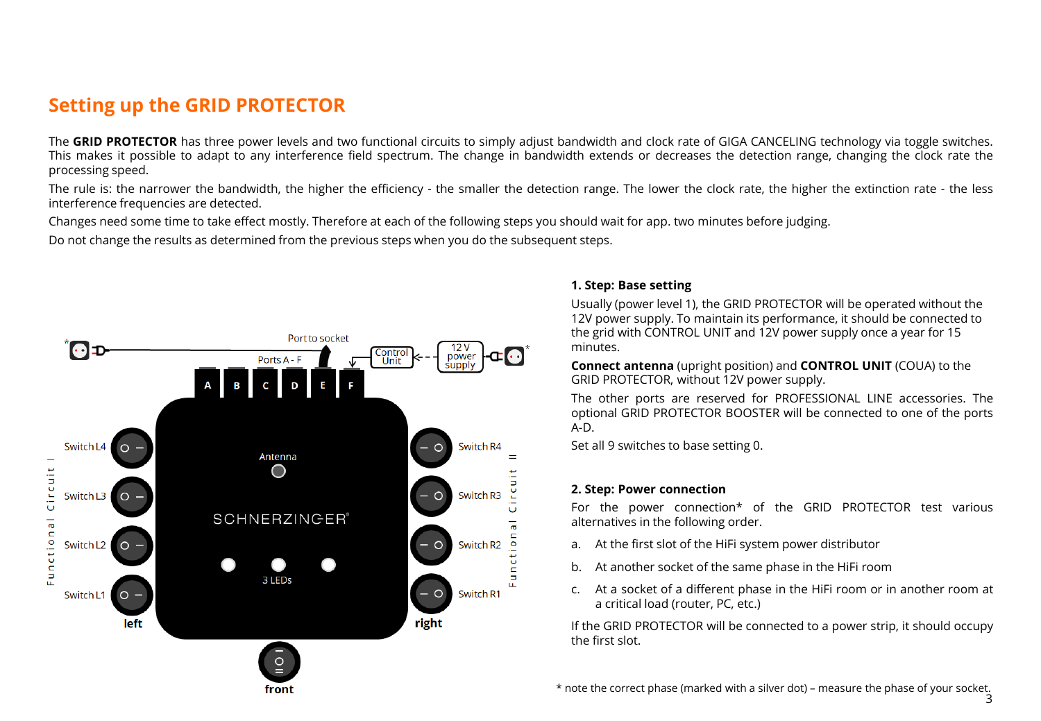## Setting up the GRID PROTECTOR

The **GRID PROTECTOR** has three power levels and two functional circuits to simply adjust bandwidth and clock rate of GIGA CANCELING technology via toggle switches. This makes it possible to adapt to any interference field spectrum. The change in bandwidth extends or decreases the detection range, changing the clock rate the processing speed.

The rule is: the narrower the bandwidth, the higher the efficiency - the smaller the detection range. The lower the clock rate, the higher the extinction rate - the less interference frequencies are detected.

Changes need some time to take effect mostly. Therefore at each of the following steps you should wait for app. two minutes before judging.

Do not change the results as determined from the previous steps when you do the subsequent steps.

Port to socket
Ports A - F
Control Unit
12 V power supply
A B C D E F
Switch L4
Switch L3
Switch L2
Switch L1
Functional Circuit I
Antenna
SCHNERZINGER®
3 LEDs
Switch R4
Switch R3
Switch R2
Switch R1
Functional Circuit II
left
right
front

**1. Step: Base setting**

Usually (power level 1), the GRID PROTECTOR will be operated without the 12V power supply. To maintain its performance, it should be connected to the grid with CONTROL UNIT and 12V power supply once a year for 15 minutes.

**Connect antenna** (upright position) and **CONTROL UNIT** (COUA) to the GRID PROTECTOR, without 12V power supply.

The other ports are reserved for PROFESSIONAL LINE accessories. The optional GRID PROTECTOR BOOSTER will be connected to one of the ports A-D.

Set all 9 switches to base setting 0.

**2. Step: Power connection**

For the power connection* of the GRID PROTECTOR test various alternatives in the following order.

a. At the first slot of the HiFi system power distributor

b. At another socket of the same phase in the HiFi room

c. At a socket of a different phase in the HiFi room or in another room at a critical load (router, PC, etc.)

If the GRID PROTECTOR will be connected to a power strip, it should occupy the first slot.

* note the correct phase (marked with a silver dot) – measure the phase of your socket.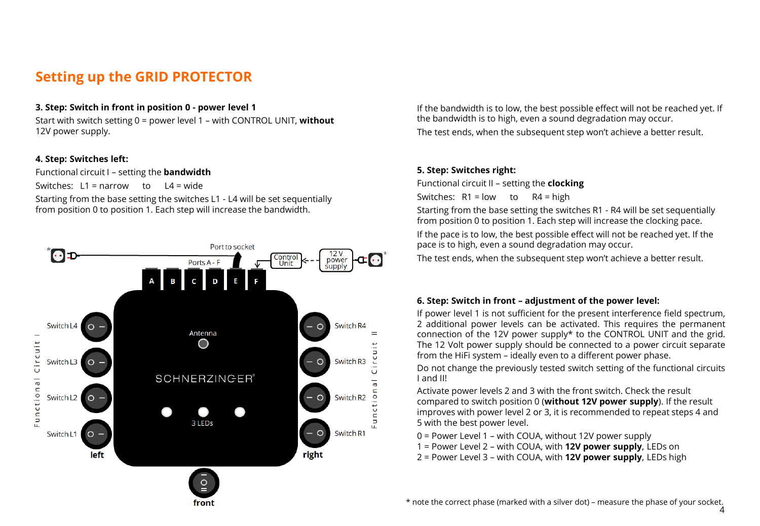## Setting up the GRID PROTECTOR

**3. Step: Switch in front in position 0 - power level 1**

Start with switch setting 0 = power level 1 – with CONTROL UNIT, **without** 12V power supply.

**4. Step: Switches left:**

Functional circuit I – setting the **bandwidth**

Switches: L1 = narrow to L4 = wide

Starting from the base setting the switches L1 - L4 will be set sequentially from position 0 to position 1. Each step will increase the bandwidth.

If the bandwidth is to low, the best possible effect will not be reached yet. If the bandwidth is to high, even a sound degradation may occur.

The test ends, when the subsequent step won't achieve a better result.

**5. Step: Switches right:**

Functional circuit II – setting the **clocking**

Switches: R1 = low to R4 = high

Starting from the base setting the switches R1 - R4 will be set sequentially from position 0 to position 1. Each step will increase the clocking pace.

If the pace is to low, the best possible effect will not be reached yet. If the pace is to high, even a sound degradation may occur.

The test ends, when the subsequent step won't achieve a better result.

**6. Step: Switch in front – adjustment of the power level:**

If power level 1 is not sufficient for the present interference field spectrum, 2 additional power levels can be activated. This requires the permanent connection of the 12V power supply* to the CONTROL UNIT and the grid. The 12 Volt power supply should be connected to a power circuit separate from the HiFi system – ideally even to a different power phase.

Do not change the previously tested switch setting of the functional circuits I and II!

Activate power levels 2 and 3 with the front switch. Check the result compared to switch position 0 (**without 12V power supply**). If the result improves with power level 2 or 3, it is recommended to repeat steps 4 and 5 with the best power level.

0 = Power Level 1 – with COUA, without 12V power supply
1 = Power Level 2 – with COUA, with **12V power supply**, LEDs on
2 = Power Level 3 – with COUA, with **12V power supply**, LEDs high

\* note the correct phase (marked with a silver dot) – measure the phase of your socket.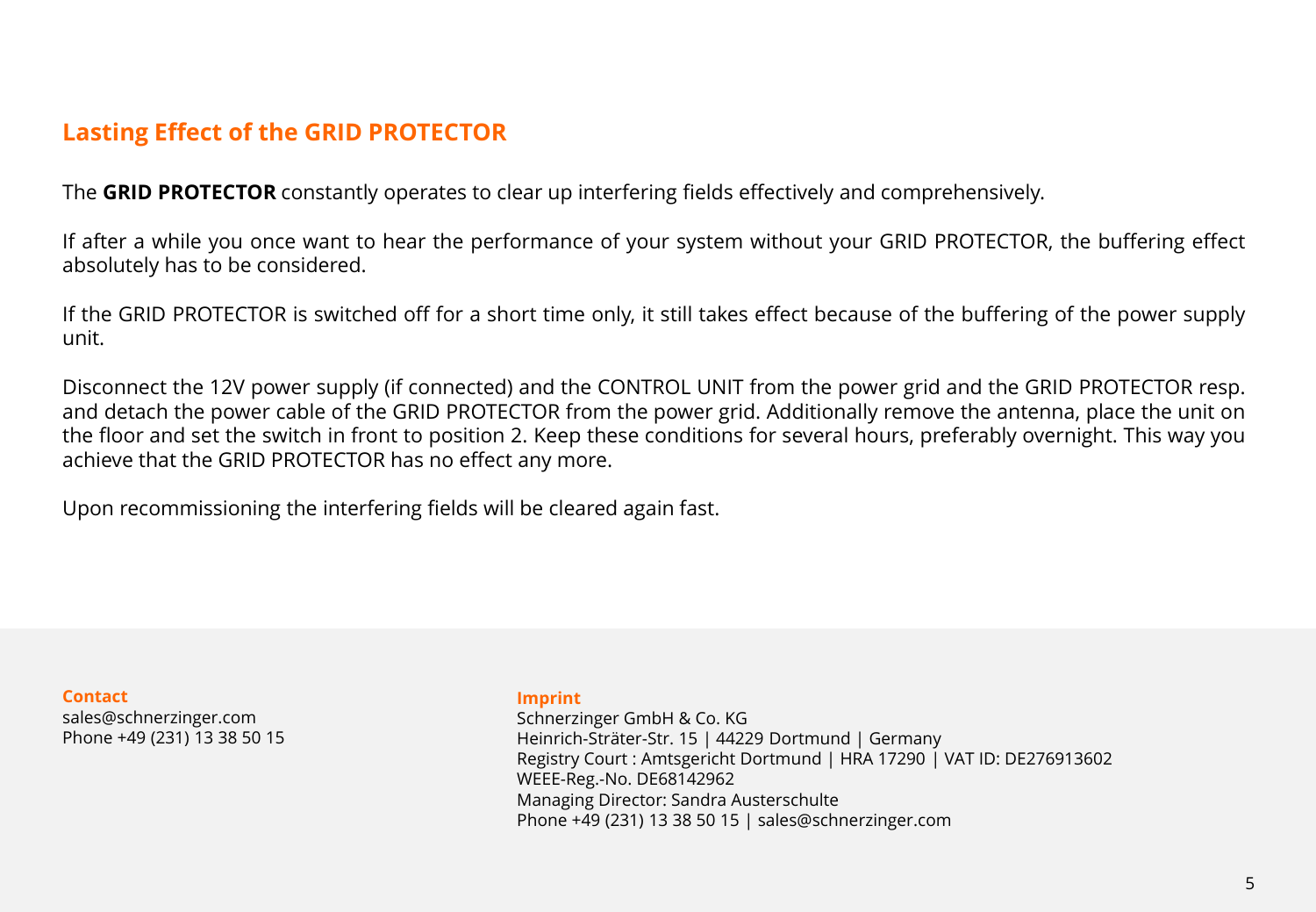## Lasting Effect of the GRID PROTECTOR

The **GRID PROTECTOR** constantly operates to clear up interfering fields effectively and comprehensively.

If after a while you once want to hear the performance of your system without your GRID PROTECTOR, the buffering effect absolutely has to be considered.

If the GRID PROTECTOR is switched off for a short time only, it still takes effect because of the buffering of the power supply unit.

Disconnect the 12V power supply (if connected) and the CONTROL UNIT from the power grid and the GRID PROTECTOR resp. and detach the power cable of the GRID PROTECTOR from the power grid. Additionally remove the antenna, place the unit on the floor and set the switch in front to position 2. Keep these conditions for several hours, preferably overnight. This way you achieve that the GRID PROTECTOR has no effect any more.

Upon recommissioning the interfering fields will be cleared again fast.

**Contact**
sales@schnerzinger.com
Phone +49 (231) 13 38 50 15

**Imprint**
Schnerzinger GmbH & Co. KG
Heinrich-Sträter-Str. 15 | 44229 Dortmund | Germany
Registry Court : Amtsgericht Dortmund | HRA 17290 | VAT ID: DE276913602
WEEE-Reg.-No. DE68142962
Managing Director: Sandra Austerschulte
Phone +49 (231) 13 38 50 15 | sales@schnerzinger.com